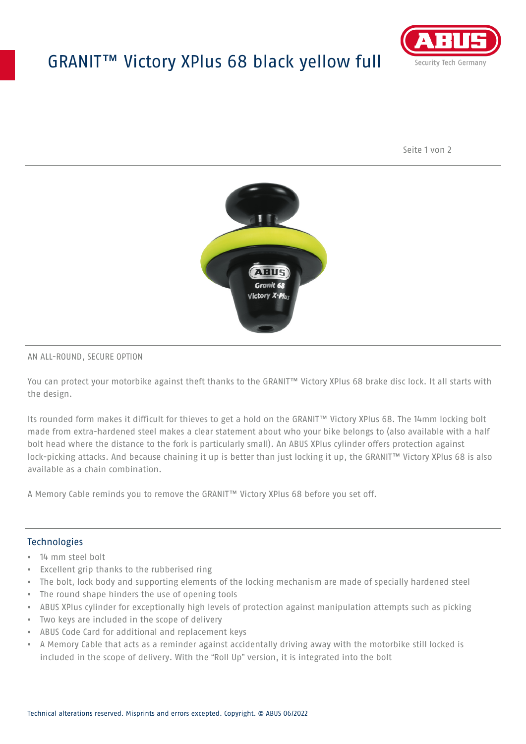# GRANIT™ Victory XPlus 68 black yellow full

AN ALL-ROUND, SECURE OPTION

You can protect your motorbike against theft thanks to the GRANIT™ Victory XPlus 68 brake disc lock. It all starts with the design.

Its rounded form makes it difficult for thieves to get a hold on the GRANIT™ Victory XPlus 68. The 14mm locking bolt made from extra-hardened steel makes a clear statement about who your bike belongs to (also available with a half bolt head where the distance to the fork is particularly small). An ABUS XPlus cylinder offers protection against lock-picking attacks. And because chaining it up is better than just locking it up, the GRANIT™ Victory XPlus 68 is also available as a chain combination.

A Memory Cable reminds you to remove the GRANIT™ Victory XPlus 68 before you set off.

## Technologies

- 14 mm steel bolt
- Excellent grip thanks to the rubberised ring
- The bolt, lock body and supporting elements of the locking mechanism are made of specially hardened steel
- The round shape hinders the use of opening tools
- ABUS XPlus cylinder for exceptionally high levels of protection against manipulation attempts such as picking
- Two keys are included in the scope of delivery
- ABUS Code Card for additional and replacement keys
- A Memory Cable that acts as a reminder against accidentally driving away with the motorbike still locked is included in the scope of delivery. With the "Roll Up" version, it is integrated into the bolt

Technical alterations reserved. Misprints and errors excepted. Copyright. © ABUS 06/2022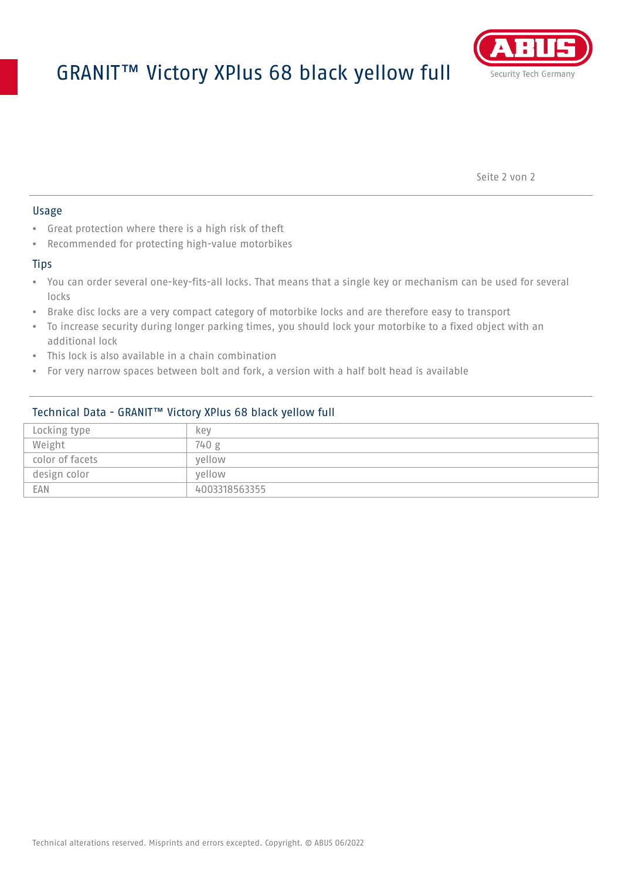# GRANIT™ Victory XPlus 68 black yellow full

## Usage

- Great protection where there is a high risk of theft
- Recommended for protecting high-value motorbikes

## Tips

- You can order several one-key-fits-all locks. That means that a single key or mechanism can be used for several locks
- Brake disc locks are a very compact category of motorbike locks and are therefore easy to transport
- To increase security during longer parking times, you should lock your motorbike to a fixed object with an additional lock
- This lock is also available in a chain combination
- For very narrow spaces between bolt and fork, a version with a half bolt head is available

## Technical Data - GRANIT™ Victory XPlus 68 black yellow full

| | |
|---|---|
| Locking type | key |
| Weight | 740 g |
| color of facets | yellow |
| design color | yellow |
| EAN | 4003318563355 |

Technical alterations reserved. Misprints and errors excepted. Copyright. © ABUS 06/2022